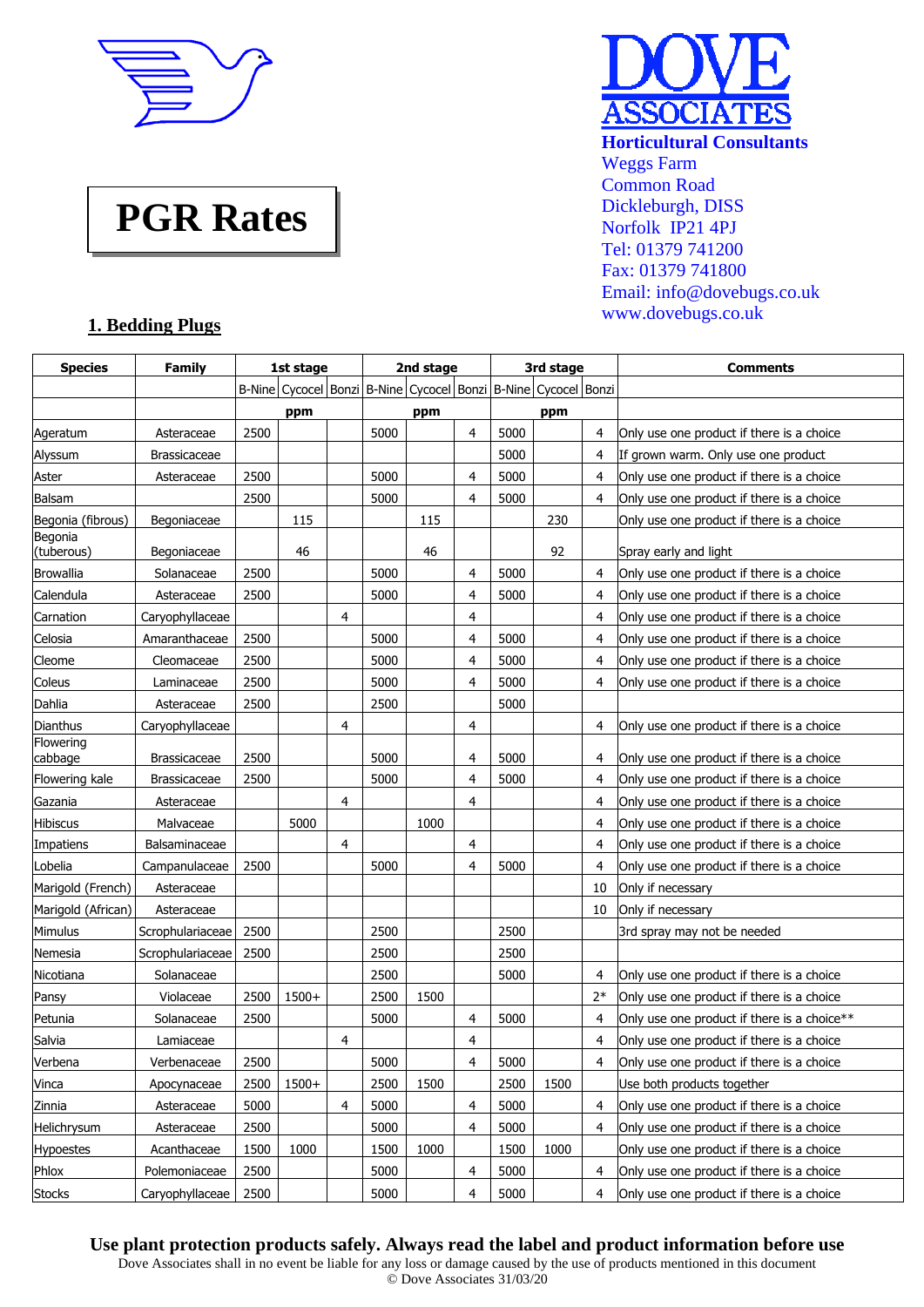# PGR Rates

**DOVE ASSOCIATES**
**Horticultural Consultants**
Weggs Farm
Common Road
Dickleburgh, DISS
Norfolk IP21 4PJ
Tel: 01379 741200
Fax: 01379 741800
Email: info@dovebugs.co.uk
www.dovebugs.co.uk

## 1. Bedding Plugs

| Species | Family | 1st stage | | | 2nd stage | | | 3rd stage | | | Comments |
|---|---|---|---|---|---|---|---|---|---|---|---|
| | | B-Nine | Cycocel | Bonzi | B-Nine | Cycocel | Bonzi | B-Nine | Cycocel | Bonzi | |
| | | | ppm | | | ppm | | | ppm | | |
| Ageratum | Asteraceae | 2500 | | | 5000 | | 4 | 5000 | | 4 | Only use one product if there is a choice |
| Alyssum | Brassicaceae | | | | | | | 5000 | | 4 | If grown warm. Only use one product |
| Aster | Asteraceae | 2500 | | | 5000 | | 4 | 5000 | | 4 | Only use one product if there is a choice |
| Balsam | | 2500 | | | 5000 | | 4 | 5000 | | 4 | Only use one product if there is a choice |
| Begonia (fibrous) | Begoniaceae | | 115 | | | 115 | | | 230 | | Only use one product if there is a choice |
| Begonia (tuberous) | Begoniaceae | | 46 | | | 46 | | | 92 | | Spray early and light |
| Browallia | Solanaceae | 2500 | | | 5000 | | 4 | 5000 | | 4 | Only use one product if there is a choice |
| Calendula | Asteraceae | 2500 | | | 5000 | | 4 | 5000 | | 4 | Only use one product if there is a choice |
| Carnation | Caryophyllaceae | | | 4 | | | 4 | | | 4 | Only use one product if there is a choice |
| Celosia | Amaranthaceae | 2500 | | | 5000 | | 4 | 5000 | | 4 | Only use one product if there is a choice |
| Cleome | Cleomaceae | 2500 | | | 5000 | | 4 | 5000 | | 4 | Only use one product if there is a choice |
| Coleus | Laminaceae | 2500 | | | 5000 | | 4 | 5000 | | 4 | Only use one product if there is a choice |
| Dahlia | Asteraceae | 2500 | | | 2500 | | | 5000 | | | |
| Dianthus | Caryophyllaceae | | | 4 | | | 4 | | | 4 | Only use one product if there is a choice |
| Flowering cabbage | Brassicaceae | 2500 | | | 5000 | | 4 | 5000 | | 4 | Only use one product if there is a choice |
| Flowering kale | Brassicaceae | 2500 | | | 5000 | | 4 | 5000 | | 4 | Only use one product if there is a choice |
| Gazania | Asteraceae | | | 4 | | | 4 | | | 4 | Only use one product if there is a choice |
| Hibiscus | Malvaceae | | 5000 | | | 1000 | | | | 4 | Only use one product if there is a choice |
| Impatiens | Balsaminaceae | | | 4 | | | 4 | | | 4 | Only use one product if there is a choice |
| Lobelia | Campanulaceae | 2500 | | | 5000 | | 4 | 5000 | | 4 | Only use one product if there is a choice |
| Marigold (French) | Asteraceae | | | | | | | | | 10 | Only if necessary |
| Marigold (African) | Asteraceae | | | | | | | | | 10 | Only if necessary |
| Mimulus | Scrophulariaceae | 2500 | | | 2500 | | | 2500 | | | 3rd spray may not be needed |
| Nemesia | Scrophulariaceae | 2500 | | | 2500 | | | 2500 | | | |
| Nicotiana | Solanaceae | | | | 2500 | | | 5000 | | 4 | Only use one product if there is a choice |
| Pansy | Violaceae | 2500 | 1500+ | | 2500 | 1500 | | | | 2* | Only use one product if there is a choice |
| Petunia | Solanaceae | 2500 | | | 5000 | | 4 | 5000 | | 4 | Only use one product if there is a choice** |
| Salvia | Lamiaceae | | | 4 | | | 4 | | | 4 | Only use one product if there is a choice |
| Verbena | Verbenaceae | 2500 | | | 5000 | | 4 | 5000 | | 4 | Only use one product if there is a choice |
| Vinca | Apocynaceae | 2500 | 1500+ | | 2500 | 1500 | | 2500 | 1500 | | Use both products together |
| Zinnia | Asteraceae | 5000 | | 4 | 5000 | | 4 | 5000 | | 4 | Only use one product if there is a choice |
| Helichrysum | Asteraceae | 2500 | | | 5000 | | 4 | 5000 | | 4 | Only use one product if there is a choice |
| Hypoestes | Acanthaceae | 1500 | 1000 | | 1500 | 1000 | | 1500 | 1000 | | Only use one product if there is a choice |
| Phlox | Polemoniaceae | 2500 | | | 5000 | | 4 | 5000 | | 4 | Only use one product if there is a choice |
| Stocks | Caryophyllaceae | 2500 | | | 5000 | | 4 | 5000 | | 4 | Only use one product if there is a choice |

**Use plant protection products safely. Always read the label and product information before use**

Dove Associates shall in no event be liable for any loss or damage caused by the use of products mentioned in this document

© Dove Associates 31/03/20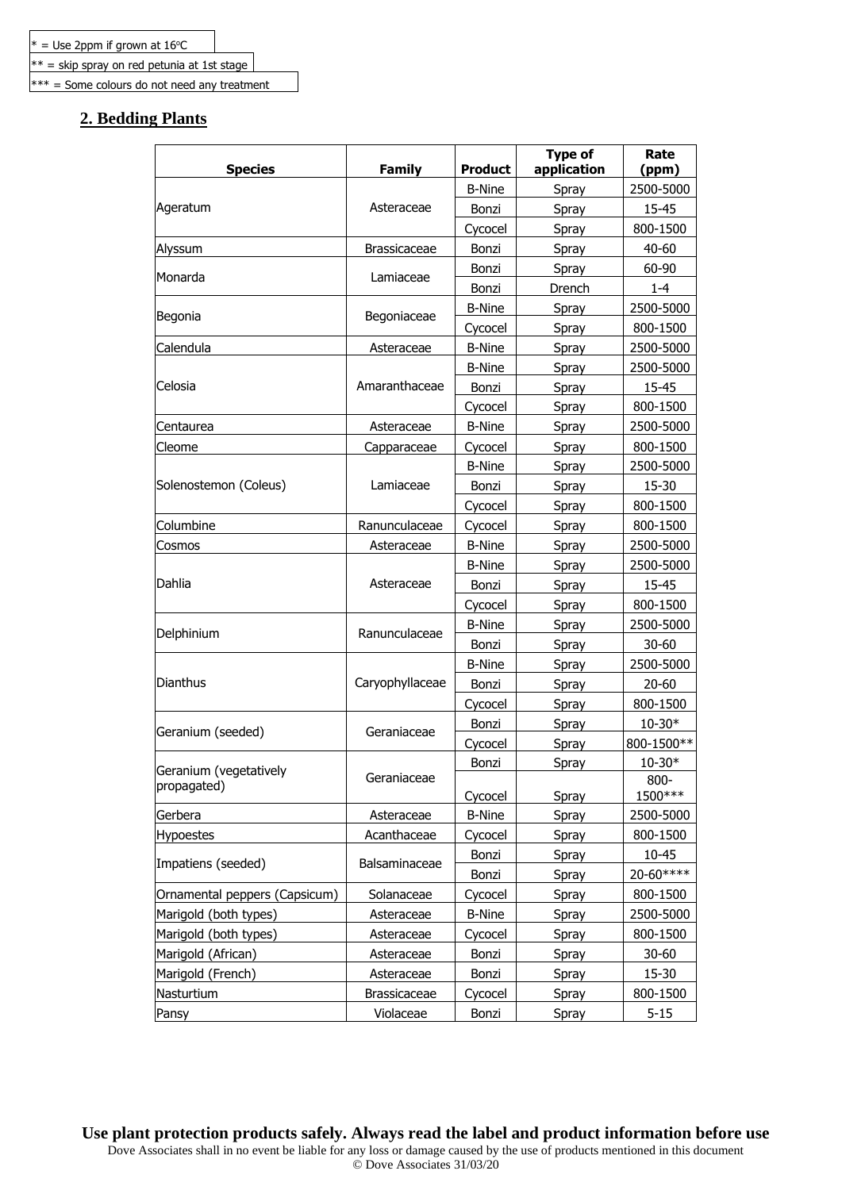| * = Use 2ppm if grown at 16°C |
|---|
| ** = skip spray on red petunia at 1st stage |
| *** = Some colours do not need any treatment |

## 2. Bedding Plants

| Species | Family | Product | Type of application | Rate (ppm) |
|---|---|---|---|---|
| Ageratum | Asteraceae | B-Nine | Spray | 2500-5000 |
| | | Bonzi | Spray | 15-45 |
| | | Cycocel | Spray | 800-1500 |
| Alyssum | Brassicaceae | Bonzi | Spray | 40-60 |
| Monarda | Lamiaceae | Bonzi | Spray | 60-90 |
| | | Bonzi | Drench | 1-4 |
| Begonia | Begoniaceae | B-Nine | Spray | 2500-5000 |
| | | Cycocel | Spray | 800-1500 |
| Calendula | Asteraceae | B-Nine | Spray | 2500-5000 |
| Celosia | Amaranthaceae | B-Nine | Spray | 2500-5000 |
| | | Bonzi | Spray | 15-45 |
| | | Cycocel | Spray | 800-1500 |
| Centaurea | Asteraceae | B-Nine | Spray | 2500-5000 |
| Cleome | Capparaceae | Cycocel | Spray | 800-1500 |
| Solenostemon (Coleus) | Lamiaceae | B-Nine | Spray | 2500-5000 |
| | | Bonzi | Spray | 15-30 |
| | | Cycocel | Spray | 800-1500 |
| Columbine | Ranunculaceae | Cycocel | Spray | 800-1500 |
| Cosmos | Asteraceae | B-Nine | Spray | 2500-5000 |
| Dahlia | Asteraceae | B-Nine | Spray | 2500-5000 |
| | | Bonzi | Spray | 15-45 |
| | | Cycocel | Spray | 800-1500 |
| Delphinium | Ranunculaceae | B-Nine | Spray | 2500-5000 |
| | | Bonzi | Spray | 30-60 |
| Dianthus | Caryophyllaceae | B-Nine | Spray | 2500-5000 |
| | | Bonzi | Spray | 20-60 |
| | | Cycocel | Spray | 800-1500 |
| Geranium (seeded) | Geraniaceae | Bonzi | Spray | 10-30* |
| | | Cycocel | Spray | 800-1500** |
| Geranium (vegetatively propagated) | Geraniaceae | Bonzi | Spray | 10-30* |
| | | Cycocel | Spray | 800-1500*** |
| Gerbera | Asteraceae | B-Nine | Spray | 2500-5000 |
| Hypoestes | Acanthaceae | Cycocel | Spray | 800-1500 |
| Impatiens (seeded) | Balsaminaceae | Bonzi | Spray | 10-45 |
| | | Bonzi | Spray | 20-60**** |
| Ornamental peppers (Capsicum) | Solanaceae | Cycocel | Spray | 800-1500 |
| Marigold (both types) | Asteraceae | B-Nine | Spray | 2500-5000 |
| Marigold (both types) | Asteraceae | Cycocel | Spray | 800-1500 |
| Marigold (African) | Asteraceae | Bonzi | Spray | 30-60 |
| Marigold (French) | Asteraceae | Bonzi | Spray | 15-30 |
| Nasturtium | Brassicaceae | Cycocel | Spray | 800-1500 |
| Pansy | Violaceae | Bonzi | Spray | 5-15 |

**Use plant protection products safely. Always read the label and product information before use**

Dove Associates shall in no event be liable for any loss or damage caused by the use of products mentioned in this document

© Dove Associates 31/03/20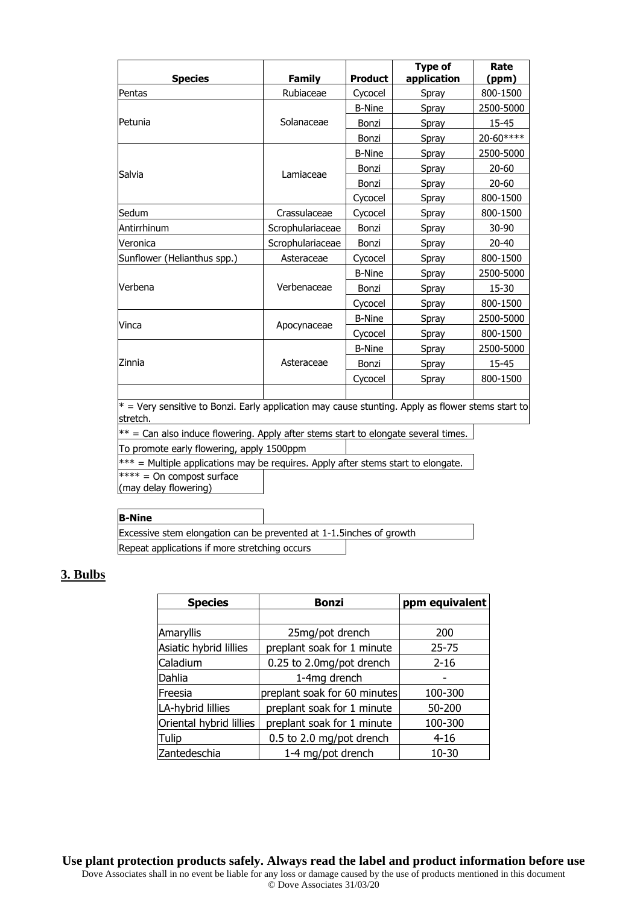| Species | Family | Product | Type of application | Rate (ppm) |
|---|---|---|---|---|
| Pentas | Rubiaceae | Cycocel | Spray | 800-1500 |
| Petunia | Solanaceae | B-Nine | Spray | 2500-5000 |
| | | Bonzi | Spray | 15-45 |
| | | Bonzi | Spray | 20-60**** |
| Salvia | Lamiaceae | B-Nine | Spray | 2500-5000 |
| | | Bonzi | Spray | 20-60 |
| | | Bonzi | Spray | 20-60 |
| | | Cycocel | Spray | 800-1500 |
| Sedum | Crassulaceae | Cycocel | Spray | 800-1500 |
| Antirrhinum | Scrophulariaceae | Bonzi | Spray | 30-90 |
| Veronica | Scrophulariaceae | Bonzi | Spray | 20-40 |
| Sunflower (Helianthus spp.) | Asteraceae | Cycocel | Spray | 800-1500 |
| Verbena | Verbenaceae | B-Nine | Spray | 2500-5000 |
| | | Bonzi | Spray | 15-30 |
| | | Cycocel | Spray | 800-1500 |
| Vinca | Apocynaceae | B-Nine | Spray | 2500-5000 |
| | | Cycocel | Spray | 800-1500 |
| Zinnia | Asteraceae | B-Nine | Spray | 2500-5000 |
| | | Bonzi | Spray | 15-45 |
| | | Cycocel | Spray | 800-1500 |

* = Very sensitive to Bonzi. Early application may cause stunting. Apply as flower stems start to stretch.

** = Can also induce flowering. Apply after stems start to elongate several times.

To promote early flowering, apply 1500ppm

*** = Multiple applications may be requires. Apply after stems start to elongate.

**** = On compost surface (may delay flowering)

**B-Nine**

Excessive stem elongation can be prevented at 1-1.5inches of growth

Repeat applications if more stretching occurs

## 3. Bulbs

| Species | Bonzi | ppm equivalent |
|---|---|---|
| Amaryllis | 25mg/pot drench | 200 |
| Asiatic hybrid lillies | preplant soak for 1 minute | 25-75 |
| Caladium | 0.25 to 2.0mg/pot drench | 2-16 |
| Dahlia | 1-4mg drench | - |
| Freesia | preplant soak for 60 minutes | 100-300 |
| LA-hybrid lillies | preplant soak for 1 minute | 50-200 |
| Oriental hybrid lillies | preplant soak for 1 minute | 100-300 |
| Tulip | 0.5 to 2.0 mg/pot drench | 4-16 |
| Zantedeschia | 1-4 mg/pot drench | 10-30 |

**Use plant protection products safely. Always read the label and product information before use**

Dove Associates shall in no event be liable for any loss or damage caused by the use of products mentioned in this document

© Dove Associates 31/03/20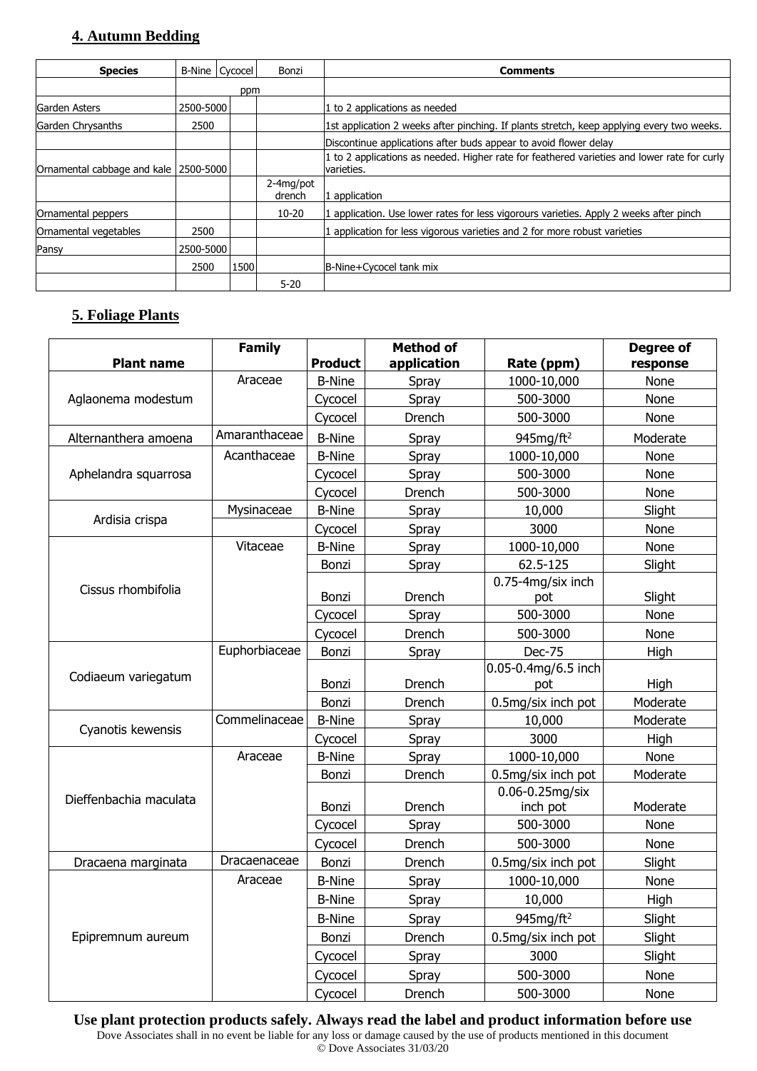## 4. Autumn Bedding

| Species | B-Nine | Cycocel | Bonzi | Comments |
|---|---|---|---|---|
| | ppm | | | |
| Garden Asters | 2500-5000 | | | 1 to 2 applications as needed |
| Garden Chrysanths | 2500 | | | 1st application 2 weeks after pinching. If plants stretch, keep applying every two weeks. |
| | | | | Discontinue applications after buds appear to avoid flower delay |
| Ornamental cabbage and kale | 2500-5000 | | | 1 to 2 applications as needed. Higher rate for feathered varieties and lower rate for curly varieties. |
| | | | 2-4mg/pot drench | 1 application |
| Ornamental peppers | | | 10-20 | 1 application. Use lower rates for less vigorours varieties. Apply 2 weeks after pinch |
| Ornamental vegetables | 2500 | | | 1 application for less vigorous varieties and 2 for more robust varieties |
| Pansy | 2500-5000 | | | |
| | 2500 | 1500 | | B-Nine+Cycocel tank mix |
| | | | 5-20 | |

## 5. Foliage Plants

| Plant name | Family | Product | Method of application | Rate (ppm) | Degree of response |
|---|---|---|---|---|---|
| Aglaonema modestum | Araceae | B-Nine | Spray | 1000-10,000 | None |
| | | Cycocel | Spray | 500-3000 | None |
| | | Cycocel | Drench | 500-3000 | None |
| Alternanthera amoena | Amaranthaceae | B-Nine | Spray | 945mg/ft$^2$ | Moderate |
| Aphelandra squarrosa | Acanthaceae | B-Nine | Spray | 1000-10,000 | None |
| | | Cycocel | Spray | 500-3000 | None |
| | | Cycocel | Drench | 500-3000 | None |
| Ardisia crispa | Mysinaceae | B-Nine | Spray | 10,000 | Slight |
| | | Cycocel | Spray | 3000 | None |
| Cissus rhombifolia | Vitaceae | B-Nine | Spray | 1000-10,000 | None |
| | | Bonzi | Spray | 62.5-125 | Slight |
| | | Bonzi | Drench | 0.75-4mg/six inch pot | Slight |
| | | Cycocel | Spray | 500-3000 | None |
| | | Cycocel | Drench | 500-3000 | None |
| Codiaeum variegatum | Euphorbiaceae | Bonzi | Spray | Dec-75 | High |
| | | Bonzi | Drench | 0.05-0.4mg/6.5 inch pot | High |
| | | Bonzi | Drench | 0.5mg/six inch pot | Moderate |
| Cyanotis kewensis | Commelinaceae | B-Nine | Spray | 10,000 | Moderate |
| | | Cycocel | Spray | 3000 | High |
| Dieffenbachia maculata | Araceae | B-Nine | Spray | 1000-10,000 | None |
| | | Bonzi | Drench | 0.5mg/six inch pot | Moderate |
| | | Bonzi | Drench | 0.06-0.25mg/six inch pot | Moderate |
| | | Cycocel | Spray | 500-3000 | None |
| | | Cycocel | Drench | 500-3000 | None |
| Dracaena marginata | Dracaenaceae | Bonzi | Drench | 0.5mg/six inch pot | Slight |
| Epipremnum aureum | Araceae | B-Nine | Spray | 1000-10,000 | None |
| | | B-Nine | Spray | 10,000 | High |
| | | B-Nine | Spray | 945mg/ft$^2$ | Slight |
| | | Bonzi | Drench | 0.5mg/six inch pot | Slight |
| | | Cycocel | Spray | 3000 | Slight |
| | | Cycocel | Spray | 500-3000 | None |
| | | Cycocel | Drench | 500-3000 | None |

**Use plant protection products safely. Always read the label and product information before use**

Dove Associates shall in no event be liable for any loss or damage caused by the use of products mentioned in this document

© Dove Associates 31/03/20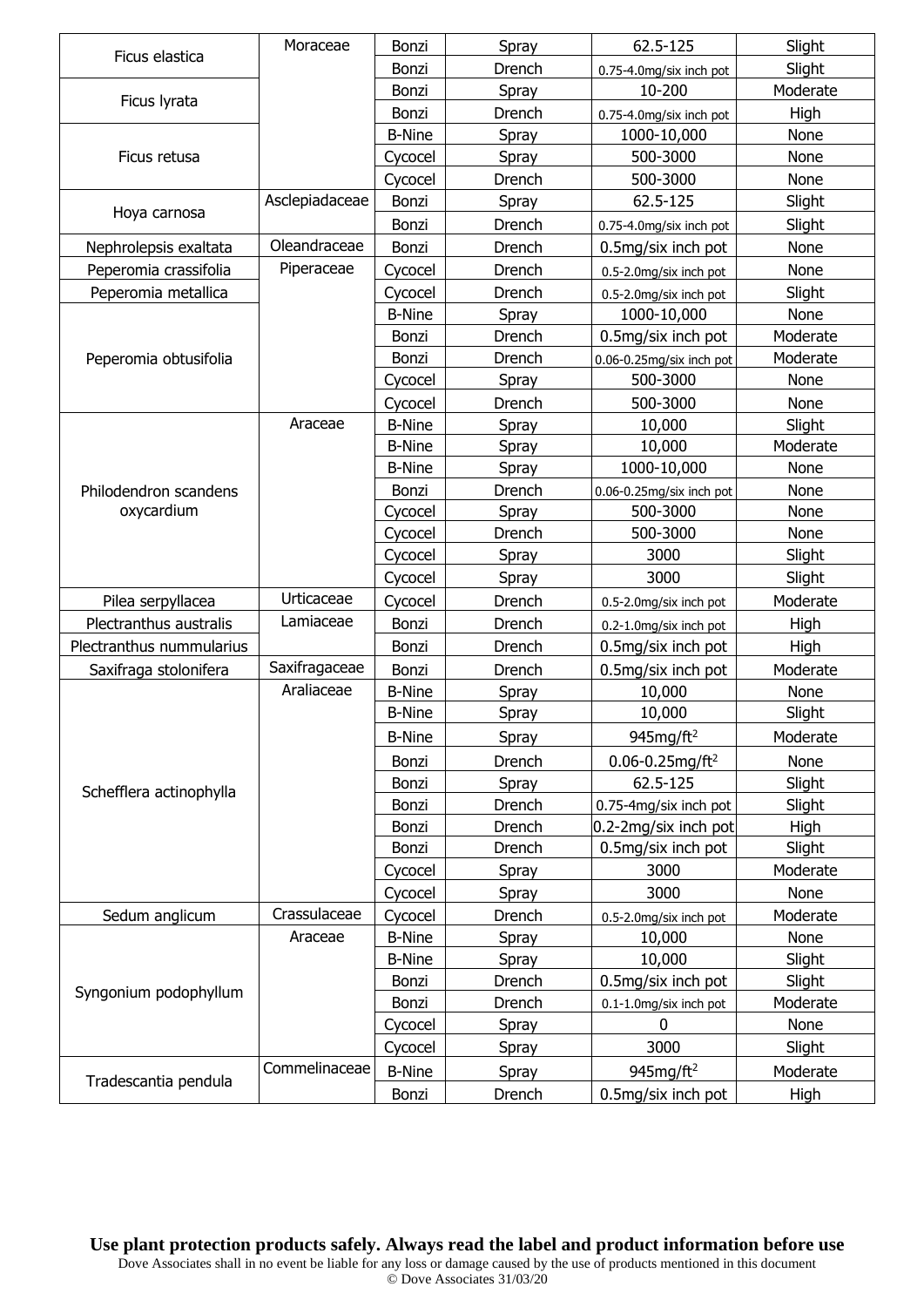| Ficus elastica | Moraceae | Bonzi | Spray | 62.5-125 | Slight |
|---|---|---|---|---|---|
| | | Bonzi | Drench | 0.75-4.0mg/six inch pot | Slight |
| Ficus lyrata | | Bonzi | Spray | 10-200 | Moderate |
| | | Bonzi | Drench | 0.75-4.0mg/six inch pot | High |
| Ficus retusa | | B-Nine | Spray | 1000-10,000 | None |
| | | Cycocel | Spray | 500-3000 | None |
| | | Cycocel | Drench | 500-3000 | None |
| Hoya carnosa | Asclepiadaceae | Bonzi | Spray | 62.5-125 | Slight |
| | | Bonzi | Drench | 0.75-4.0mg/six inch pot | Slight |
| Nephrolepsis exaltata | Oleandraceae | Bonzi | Drench | 0.5mg/six inch pot | None |
| Peperomia crassifolia | Piperaceae | Cycocel | Drench | 0.5-2.0mg/six inch pot | None |
| Peperomia metallica | | Cycocel | Drench | 0.5-2.0mg/six inch pot | Slight |
| Peperomia obtusifolia | | B-Nine | Spray | 1000-10,000 | None |
| | | Bonzi | Drench | 0.5mg/six inch pot | Moderate |
| | | Bonzi | Drench | 0.06-0.25mg/six inch pot | Moderate |
| | | Cycocel | Spray | 500-3000 | None |
| | | Cycocel | Drench | 500-3000 | None |
| Philodendron scandens oxycardium | Araceae | B-Nine | Spray | 10,000 | Slight |
| | | B-Nine | Spray | 10,000 | Moderate |
| | | B-Nine | Spray | 1000-10,000 | None |
| | | Bonzi | Drench | 0.06-0.25mg/six inch pot | None |
| | | Cycocel | Spray | 500-3000 | None |
| | | Cycocel | Drench | 500-3000 | None |
| | | Cycocel | Spray | 3000 | Slight |
| | | Cycocel | Spray | 3000 | Slight |
| Pilea serpyllacea | Urticaceae | Cycocel | Drench | 0.5-2.0mg/six inch pot | Moderate |
| Plectranthus australis | Lamiaceae | Bonzi | Drench | 0.2-1.0mg/six inch pot | High |
| Plectranthus nummularius | | Bonzi | Drench | 0.5mg/six inch pot | High |
| Saxifraga stolonifera | Saxifragaceae | Bonzi | Drench | 0.5mg/six inch pot | Moderate |
| Schefflera actinophylla | Araliaceae | B-Nine | Spray | 10,000 | None |
| | | B-Nine | Spray | 10,000 | Slight |
| | | B-Nine | Spray | 945mg/ft$^2$ | Moderate |
| | | Bonzi | Drench | 0.06-0.25mg/ft$^2$ | None |
| | | Bonzi | Spray | 62.5-125 | Slight |
| | | Bonzi | Drench | 0.75-4mg/six inch pot | Slight |
| | | Bonzi | Drench | 0.2-2mg/six inch pot | High |
| | | Bonzi | Drench | 0.5mg/six inch pot | Slight |
| | | Cycocel | Spray | 3000 | Moderate |
| | | Cycocel | Spray | 3000 | None |
| Sedum anglicum | Crassulaceae | Cycocel | Drench | 0.5-2.0mg/six inch pot | Moderate |
| Syngonium podophyllum | Araceae | B-Nine | Spray | 10,000 | None |
| | | B-Nine | Spray | 10,000 | Slight |
| | | Bonzi | Drench | 0.5mg/six inch pot | Slight |
| | | Bonzi | Drench | 0.1-1.0mg/six inch pot | Moderate |
| | | Cycocel | Spray | 0 | None |
| | | Cycocel | Spray | 3000 | Slight |
| Tradescantia pendula | Commelinaceae | B-Nine | Spray | 945mg/ft$^2$ | Moderate |
| | | Bonzi | Drench | 0.5mg/six inch pot | High |

**Use plant protection products safely. Always read the label and product information before use**

Dove Associates shall in no event be liable for any loss or damage caused by the use of products mentioned in this document

© Dove Associates 31/03/20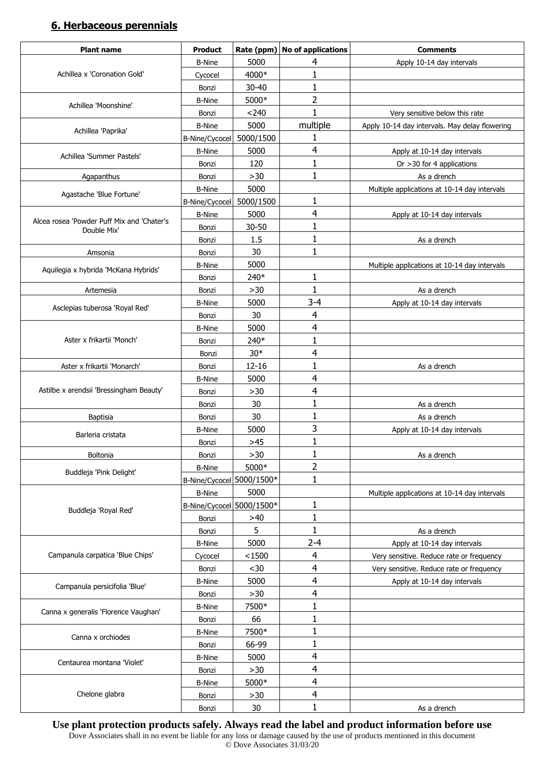## 6. Herbaceous perennials

| Plant name | Product | Rate (ppm) | No of applications | Comments |
|---|---|---|---|---|
| Achillea x 'Coronation Gold' | B-Nine | 5000 | 4 | Apply 10-14 day intervals |
| | Cycocel | 4000* | 1 | |
| | Bonzi | 30-40 | 1 | |
| Achillea 'Moonshine' | B-Nine | 5000* | 2 | |
| | Bonzi | <240 | 1 | Very sensitive below this rate |
| Achillea 'Paprika' | B-Nine | 5000 | multiple | Apply 10-14 day intervals. May delay flowering |
| | B-Nine/Cycocel | 5000/1500 | 1 | |
| Achillea 'Summer Pastels' | B-Nine | 5000 | 4 | Apply at 10-14 day intervals |
| | Bonzi | 120 | 1 | Or >30 for 4 applications |
| Agapanthus | Bonzi | >30 | 1 | As a drench |
| Agastache 'Blue Fortune' | B-Nine | 5000 | | Multiple applications at 10-14 day intervals |
| | B-Nine/Cycocel | 5000/1500 | 1 | |
| Alcea rosea 'Powder Puff Mix and 'Chater's Double Mix' | B-Nine | 5000 | 4 | Apply at 10-14 day intervals |
| | Bonzi | 30-50 | 1 | |
| | Bonzi | 1.5 | 1 | As a drench |
| Amsonia | Bonzi | 30 | 1 | |
| Aquilegia x hybrida 'McKana Hybrids' | B-Nine | 5000 | | Multiple applications at 10-14 day intervals |
| | Bonzi | 240* | 1 | |
| Artemesia | Bonzi | >30 | 1 | As a drench |
| Asclepias tuberosa 'Royal Red' | B-Nine | 5000 | 3-4 | Apply at 10-14 day intervals |
| | Bonzi | 30 | 4 | |
| Aster x frikartii 'Monch' | B-Nine | 5000 | 4 | |
| | Bonzi | 240* | 1 | |
| | Bonzi | 30* | 4 | |
| Aster x frikartii 'Monarch' | Bonzi | 12-16 | 1 | As a drench |
| Astilbe x arendsii 'Bressingham Beauty' | B-Nine | 5000 | 4 | |
| | Bonzi | >30 | 4 | |
| | Bonzi | 30 | 1 | As a drench |
| Baptisia | Bonzi | 30 | 1 | As a drench |
| Barleria cristata | B-Nine | 5000 | 3 | Apply at 10-14 day intervals |
| | Bonzi | >45 | 1 | |
| Boltonia | Bonzi | >30 | 1 | As a drench |
| Buddleja 'Pink Delight' | B-Nine | 5000* | 2 | |
| | B-Nine/Cycocel | 5000/1500* | 1 | |
| Buddleja 'Royal Red' | B-Nine | 5000 | | Multiple applications at 10-14 day intervals |
| | B-Nine/Cycocel | 5000/1500* | 1 | |
| | Bonzi | >40 | 1 | |
| | Bonzi | 5 | 1 | As a drench |
| Campanula carpatica 'Blue Chips' | B-Nine | 5000 | 2-4 | Apply at 10-14 day intervals |
| | Cycocel | <1500 | 4 | Very sensitive. Reduce rate or frequency |
| | Bonzi | <30 | 4 | Very sensitive. Reduce rate or frequency |
| Campanula persicifolia 'Blue' | B-Nine | 5000 | 4 | Apply at 10-14 day intervals |
| | Bonzi | >30 | 4 | |
| Canna x generalis 'Florence Vaughan' | B-Nine | 7500* | 1 | |
| | Bonzi | 66 | 1 | |
| Canna x orchiodes | B-Nine | 7500* | 1 | |
| | Bonzi | 66-99 | 1 | |
| Centaurea montana 'Violet' | B-Nine | 5000 | 4 | |
| | Bonzi | >30 | 4 | |
| Chelone glabra | B-Nine | 5000* | 4 | |
| | Bonzi | >30 | 4 | |
| | Bonzi | 30 | 1 | As a drench |

**Use plant protection products safely. Always read the label and product information before use**

Dove Associates shall in no event be liable for any loss or damage caused by the use of products mentioned in this document

© Dove Associates 31/03/20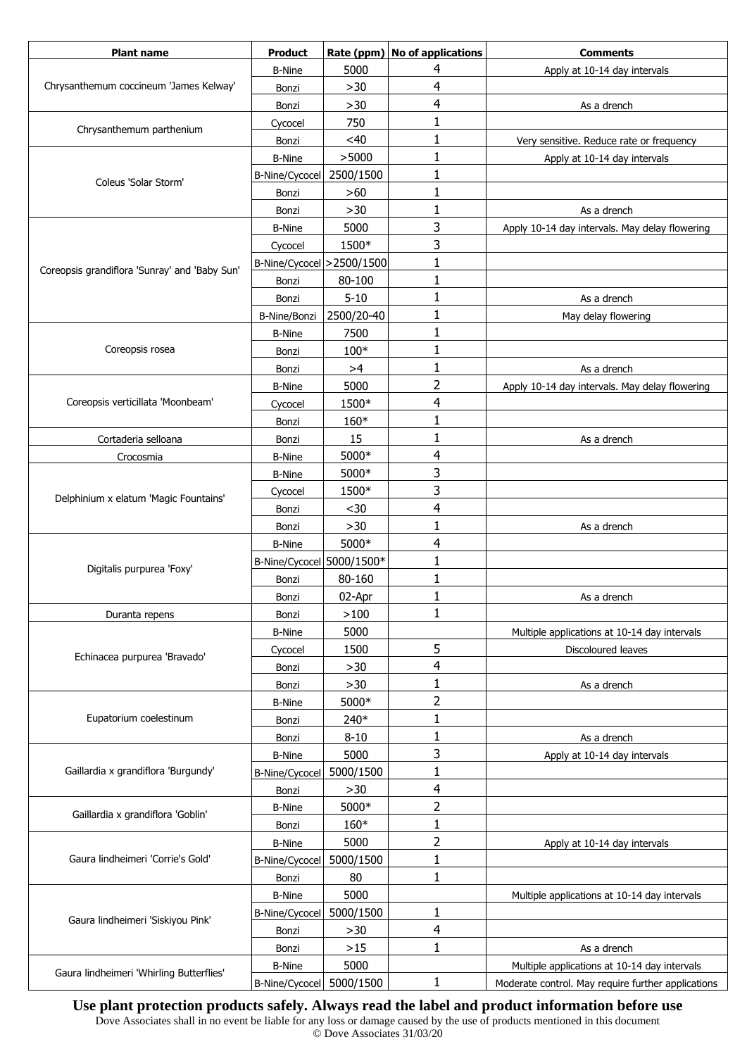| Plant name | Product | Rate (ppm) | No of applications | Comments |
|---|---|---|---|---|
| Chrysanthemum coccineum 'James Kelway' | B-Nine | 5000 | 4 | Apply at 10-14 day intervals |
| | Bonzi | >30 | 4 | |
| | Bonzi | >30 | 4 | As a drench |
| Chrysanthemum parthenium | Cycocel | 750 | 1 | |
| | Bonzi | <40 | 1 | Very sensitive. Reduce rate or frequency |
| Coleus 'Solar Storm' | B-Nine | >5000 | 1 | Apply at 10-14 day intervals |
| | B-Nine/Cycocel | 2500/1500 | 1 | |
| | Bonzi | >60 | 1 | |
| | Bonzi | >30 | 1 | As a drench |
| Coreopsis grandiflora 'Sunray' and 'Baby Sun' | B-Nine | 5000 | 3 | Apply 10-14 day intervals. May delay flowering |
| | Cycocel | 1500* | 3 | |
| | B-Nine/Cycocel | >2500/1500 | 1 | |
| | Bonzi | 80-100 | 1 | |
| | Bonzi | 5-10 | 1 | As a drench |
| | B-Nine/Bonzi | 2500/20-40 | 1 | May delay flowering |
| Coreopsis rosea | B-Nine | 7500 | 1 | |
| | Bonzi | 100* | 1 | |
| | Bonzi | >4 | 1 | As a drench |
| Coreopsis verticillata 'Moonbeam' | B-Nine | 5000 | 2 | Apply 10-14 day intervals. May delay flowering |
| | Cycocel | 1500* | 4 | |
| | Bonzi | 160* | 1 | |
| Cortaderia selloana | Bonzi | 15 | 1 | As a drench |
| Crocosmia | B-Nine | 5000* | 4 | |
| Delphinium x elatum 'Magic Fountains' | B-Nine | 5000* | 3 | |
| | Cycocel | 1500* | 3 | |
| | Bonzi | <30 | 4 | |
| | Bonzi | >30 | 1 | As a drench |
| Digitalis purpurea 'Foxy' | B-Nine | 5000* | 4 | |
| | B-Nine/Cycocel | 5000/1500* | 1 | |
| | Bonzi | 80-160 | 1 | |
| | Bonzi | 02-Apr | 1 | As a drench |
| Duranta repens | Bonzi | >100 | 1 | |
| Echinacea purpurea 'Bravado' | B-Nine | 5000 | | Multiple applications at 10-14 day intervals |
| | Cycocel | 1500 | 5 | Discoloured leaves |
| | Bonzi | >30 | 4 | |
| | Bonzi | >30 | 1 | As a drench |
| Eupatorium coelestinum | B-Nine | 5000* | 2 | |
| | Bonzi | 240* | 1 | |
| | Bonzi | 8-10 | 1 | As a drench |
| Gaillardia x grandiflora 'Burgundy' | B-Nine | 5000 | 3 | Apply at 10-14 day intervals |
| | B-Nine/Cycocel | 5000/1500 | 1 | |
| | Bonzi | >30 | 4 | |
| Gaillardia x grandiflora 'Goblin' | B-Nine | 5000* | 2 | |
| | Bonzi | 160* | 1 | |
| Gaura lindheimeri 'Corrie's Gold' | B-Nine | 5000 | 2 | Apply at 10-14 day intervals |
| | B-Nine/Cycocel | 5000/1500 | 1 | |
| | Bonzi | 80 | 1 | |
| Gaura lindheimeri 'Siskiyou Pink' | B-Nine | 5000 | | Multiple applications at 10-14 day intervals |
| | B-Nine/Cycocel | 5000/1500 | 1 | |
| | Bonzi | >30 | 4 | |
| | Bonzi | >15 | 1 | As a drench |
| Gaura lindheimeri 'Whirling Butterflies' | B-Nine | 5000 | | Multiple applications at 10-14 day intervals |
| | B-Nine/Cycocel | 5000/1500 | 1 | Moderate control. May require further applications |

**Use plant protection products safely. Always read the label and product information before use**

Dove Associates shall in no event be liable for any loss or damage caused by the use of products mentioned in this document

© Dove Associates 31/03/20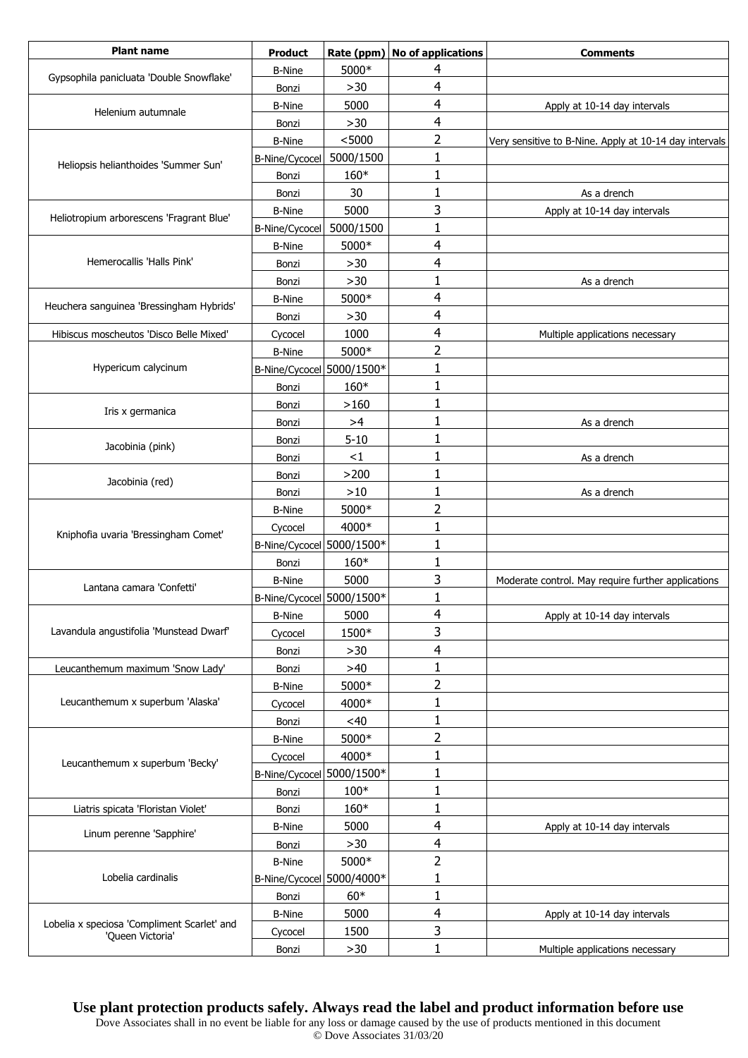| Plant name | Product | Rate (ppm) | No of applications | Comments |
|---|---|---|---|---|
| Gypsophila paniculata 'Double Snowflake' | B-Nine | 5000* | 4 | |
| | Bonzi | >30 | 4 | |
| Helenium autumnale | B-Nine | 5000 | 4 | Apply at 10-14 day intervals |
| | Bonzi | >30 | 4 | |
| Heliopsis helianthoides 'Summer Sun' | B-Nine | <5000 | 2 | Very sensitive to B-Nine. Apply at 10-14 day intervals |
| | B-Nine/Cycocel | 5000/1500 | 1 | |
| | Bonzi | 160* | 1 | |
| | Bonzi | 30 | 1 | As a drench |
| Heliotropium arborescens 'Fragrant Blue' | B-Nine | 5000 | 3 | Apply at 10-14 day intervals |
| | B-Nine/Cycocel | 5000/1500 | 1 | |
| Hemerocallis 'Halls Pink' | B-Nine | 5000* | 4 | |
| | Bonzi | >30 | 4 | |
| | Bonzi | >30 | 1 | As a drench |
| Heuchera sanguinea 'Bressingham Hybrids' | B-Nine | 5000* | 4 | |
| | Bonzi | >30 | 4 | |
| Hibiscus moscheutos 'Disco Belle Mixed' | Cycocel | 1000 | 4 | Multiple applications necessary |
| Hypericum calycinum | B-Nine | 5000* | 2 | |
| | B-Nine/Cycocel | 5000/1500* | 1 | |
| | Bonzi | 160* | 1 | |
| Iris x germanica | Bonzi | >160 | 1 | |
| | Bonzi | >4 | 1 | As a drench |
| Jacobinia (pink) | Bonzi | 5-10 | 1 | |
| | Bonzi | <1 | 1 | As a drench |
| Jacobinia (red) | Bonzi | >200 | 1 | |
| | Bonzi | >10 | 1 | As a drench |
| Kniphofia uvaria 'Bressingham Comet' | B-Nine | 5000* | 2 | |
| | Cycocel | 4000* | 1 | |
| | B-Nine/Cycocel | 5000/1500* | 1 | |
| | Bonzi | 160* | 1 | |
| Lantana camara 'Confetti' | B-Nine | 5000 | 3 | Moderate control. May require further applications |
| | B-Nine/Cycocel | 5000/1500* | 1 | |
| Lavandula angustifolia 'Munstead Dwarf' | B-Nine | 5000 | 4 | Apply at 10-14 day intervals |
| | Cycocel | 1500* | 3 | |
| | Bonzi | >30 | 4 | |
| Leucanthemum maximum 'Snow Lady' | Bonzi | >40 | 1 | |
| Leucanthemum x superbum 'Alaska' | B-Nine | 5000* | 2 | |
| | Cycocel | 4000* | 1 | |
| | Bonzi | <40 | 1 | |
| Leucanthemum x superbum 'Becky' | B-Nine | 5000* | 2 | |
| | Cycocel | 4000* | 1 | |
| | B-Nine/Cycocel | 5000/1500* | 1 | |
| | Bonzi | 100* | 1 | |
| Liatris spicata 'Floristan Violet' | Bonzi | 160* | 1 | |
| Linum perenne 'Sapphire' | B-Nine | 5000 | 4 | Apply at 10-14 day intervals |
| | Bonzi | >30 | 4 | |
| Lobelia cardinalis | B-Nine | 5000* | 2 | |
| | B-Nine/Cycocel | 5000/4000* | 1 | |
| | Bonzi | 60* | 1 | |
| Lobelia x speciosa 'Compliment Scarlet' and 'Queen Victoria' | B-Nine | 5000 | 4 | Apply at 10-14 day intervals |
| | Cycocel | 1500 | 3 | |
| | Bonzi | >30 | 1 | Multiple applications necessary |

**Use plant protection products safely. Always read the label and product information before use**

Dove Associates shall in no event be liable for any loss or damage caused by the use of products mentioned in this document

© Dove Associates 31/03/20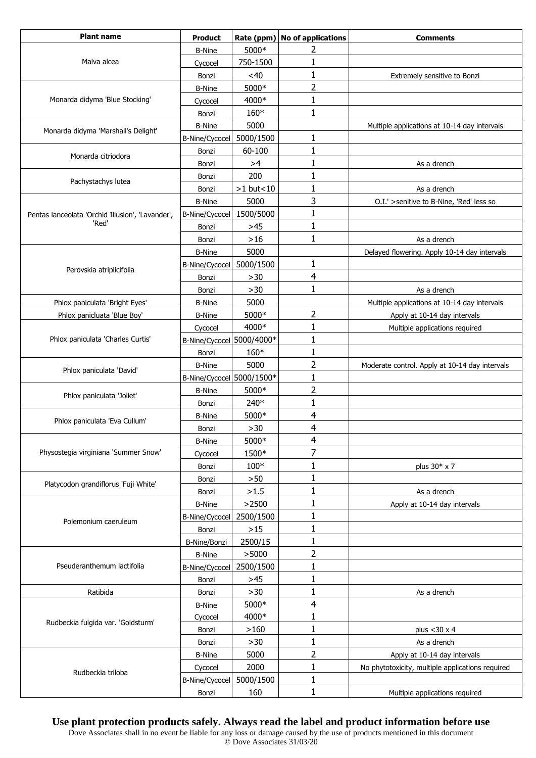| Plant name | Product | Rate (ppm) | No of applications | Comments |
|---|---|---|---|---|
| Malva alcea | B-Nine | 5000* | 2 | |
| | Cycocel | 750-1500 | 1 | |
| | Bonzi | <40 | 1 | Extremely sensitive to Bonzi |
| Monarda didyma 'Blue Stocking' | B-Nine | 5000* | 2 | |
| | Cycocel | 4000* | 1 | |
| | Bonzi | 160* | 1 | |
| Monarda didyma 'Marshall's Delight' | B-Nine | 5000 | | Multiple applications at 10-14 day intervals |
| | B-Nine/Cycocel | 5000/1500 | 1 | |
| Monarda citriodora | Bonzi | 60-100 | 1 | |
| | Bonzi | >4 | 1 | As a drench |
| Pachystachys lutea | Bonzi | 200 | 1 | |
| | Bonzi | >1 but<10 | 1 | As a drench |
| Pentas lanceolata 'Orchid Illusion', 'Lavander', 'Red' | B-Nine | 5000 | 3 | O.I.' >senitive to B-Nine, 'Red' less so |
| | B-Nine/Cycocel | 1500/5000 | 1 | |
| | Bonzi | >45 | 1 | |
| | Bonzi | >16 | 1 | As a drench |
| Perovskia atriplicifolia | B-Nine | 5000 | | Delayed flowering. Apply 10-14 day intervals |
| | B-Nine/Cycocel | 5000/1500 | 1 | |
| | Bonzi | >30 | 4 | |
| | Bonzi | >30 | 1 | As a drench |
| Phlox paniculata 'Bright Eyes' | B-Nine | 5000 | | Multiple applications at 10-14 day intervals |
| Phlox panicluata 'Blue Boy' | B-Nine | 5000* | 2 | Apply at 10-14 day intervals |
| Phlox paniculata 'Charles Curtis' | Cycocel | 4000* | 1 | Multiple applications required |
| | B-Nine/Cycocel | 5000/4000* | 1 | |
| | Bonzi | 160* | 1 | |
| Phlox paniculata 'David' | B-Nine | 5000 | 2 | Moderate control. Apply at 10-14 day intervals |
| | B-Nine/Cycocel | 5000/1500* | 1 | |
| Phlox paniculata 'Joliet' | B-Nine | 5000* | 2 | |
| | Bonzi | 240* | 1 | |
| Phlox paniculata 'Eva Cullum' | B-Nine | 5000* | 4 | |
| | Bonzi | >30 | 4 | |
| Physostegia virginiana 'Summer Snow' | B-Nine | 5000* | 4 | |
| | Cycocel | 1500* | 7 | |
| | Bonzi | 100* | 1 | plus 30* x 7 |
| Platycodon grandiflorus 'Fuji White' | Bonzi | >50 | 1 | |
| | Bonzi | >1.5 | 1 | As a drench |
| Polemonium caeruleum | B-Nine | >2500 | 1 | Apply at 10-14 day intervals |
| | B-Nine/Cycocel | 2500/1500 | 1 | |
| | Bonzi | >15 | 1 | |
| | B-Nine/Bonzi | 2500/15 | 1 | |
| Pseuderanthemum lactifolia | B-Nine | >5000 | 2 | |
| | B-Nine/Cycocel | 2500/1500 | 1 | |
| | Bonzi | >45 | 1 | |
| Ratibida | Bonzi | >30 | 1 | As a drench |
| Rudbeckia fulgida var. 'Goldsturm' | B-Nine | 5000* | 4 | |
| | Cycocel | 4000* | 1 | |
| | Bonzi | >160 | 1 | plus <30 x 4 |
| | Bonzi | >30 | 1 | As a drench |
| Rudbeckia triloba | B-Nine | 5000 | 2 | Apply at 10-14 day intervals |
| | Cycocel | 2000 | 1 | No phytotoxicity, multiple applications required |
| | B-Nine/Cycocel | 5000/1500 | 1 | |
| | Bonzi | 160 | 1 | Multiple applications required |

**Use plant protection products safely. Always read the label and product information before use**

Dove Associates shall in no event be liable for any loss or damage caused by the use of products mentioned in this document

© Dove Associates 31/03/20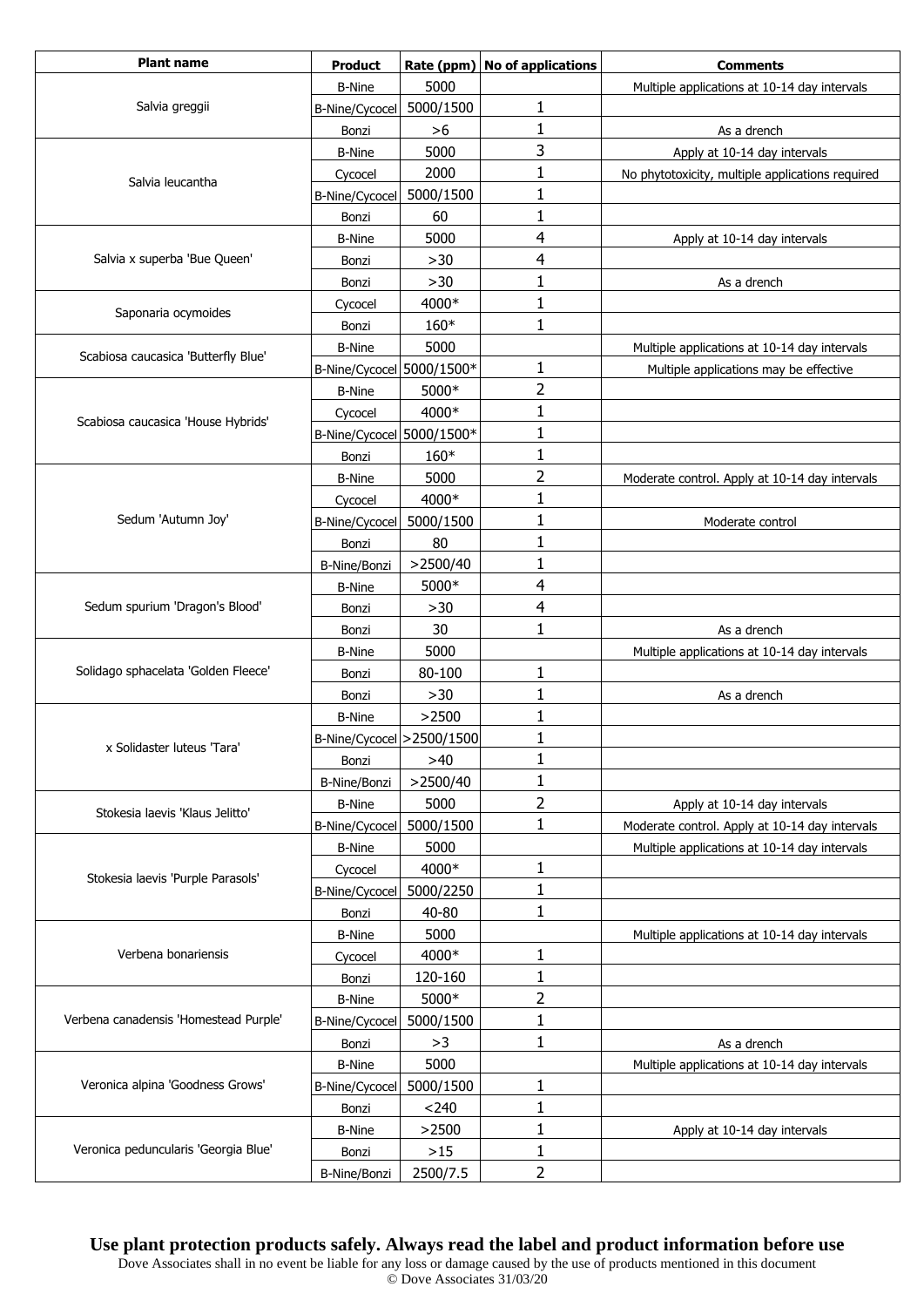| Plant name | Product | Rate (ppm) | No of applications | Comments |
| --- | --- | --- | --- | --- |
| Salvia greggii | B-Nine | 5000 | | Multiple applications at 10-14 day intervals |
| | B-Nine/Cycocel | 5000/1500 | 1 | |
| | Bonzi | >6 | 1 | As a drench |
| Salvia leucantha | B-Nine | 5000 | 3 | Apply at 10-14 day intervals |
| | Cycocel | 2000 | 1 | No phytotoxicity, multiple applications required |
| | B-Nine/Cycocel | 5000/1500 | 1 | |
| | Bonzi | 60 | 1 | |
| Salvia x superba 'Bue Queen' | B-Nine | 5000 | 4 | Apply at 10-14 day intervals |
| | Bonzi | >30 | 4 | |
| | Bonzi | >30 | 1 | As a drench |
| Saponaria ocymoides | Cycocel | 4000* | 1 | |
| | Bonzi | 160* | 1 | |
| Scabiosa caucasica 'Butterfly Blue' | B-Nine | 5000 | | Multiple applications at 10-14 day intervals |
| | B-Nine/Cycocel | 5000/1500* | 1 | Multiple applications may be effective |
| Scabiosa caucasica 'House Hybrids' | B-Nine | 5000* | 2 | |
| | Cycocel | 4000* | 1 | |
| | B-Nine/Cycocel | 5000/1500* | 1 | |
| | Bonzi | 160* | 1 | |
| Sedum 'Autumn Joy' | B-Nine | 5000 | 2 | Moderate control. Apply at 10-14 day intervals |
| | Cycocel | 4000* | 1 | |
| | B-Nine/Cycocel | 5000/1500 | 1 | Moderate control |
| | Bonzi | 80 | 1 | |
| | B-Nine/Bonzi | >2500/40 | 1 | |
| Sedum spurium 'Dragon's Blood' | B-Nine | 5000* | 4 | |
| | Bonzi | >30 | 4 | |
| | Bonzi | 30 | 1 | As a drench |
| Solidago sphacelata 'Golden Fleece' | B-Nine | 5000 | | Multiple applications at 10-14 day intervals |
| | Bonzi | 80-100 | 1 | |
| | Bonzi | >30 | 1 | As a drench |
| x Solidaster luteus 'Tara' | B-Nine | >2500 | 1 | |
| | B-Nine/Cycocel | >2500/1500 | 1 | |
| | Bonzi | >40 | 1 | |
| | B-Nine/Bonzi | >2500/40 | 1 | |
| Stokesia laevis 'Klaus Jelitto' | B-Nine | 5000 | 2 | Apply at 10-14 day intervals |
| | B-Nine/Cycocel | 5000/1500 | 1 | Moderate control. Apply at 10-14 day intervals |
| Stokesia laevis 'Purple Parasols' | B-Nine | 5000 | | Multiple applications at 10-14 day intervals |
| | Cycocel | 4000* | 1 | |
| | B-Nine/Cycocel | 5000/2250 | 1 | |
| | Bonzi | 40-80 | 1 | |
| Verbena bonariensis | B-Nine | 5000 | | Multiple applications at 10-14 day intervals |
| | Cycocel | 4000* | 1 | |
| | Bonzi | 120-160 | 1 | |
| Verbena canadensis 'Homestead Purple' | B-Nine | 5000* | 2 | |
| | B-Nine/Cycocel | 5000/1500 | 1 | |
| | Bonzi | >3 | 1 | As a drench |
| Veronica alpina 'Goodness Grows' | B-Nine | 5000 | | Multiple applications at 10-14 day intervals |
| | B-Nine/Cycocel | 5000/1500 | 1 | |
| | Bonzi | <240 | 1 | |
| Veronica peduncularis 'Georgia Blue' | B-Nine | >2500 | 1 | Apply at 10-14 day intervals |
| | Bonzi | >15 | 1 | |
| | B-Nine/Bonzi | 2500/7.5 | 2 | |

**Use plant protection products safely. Always read the label and product information before use**

Dove Associates shall in no event be liable for any loss or damage caused by the use of products mentioned in this document

© Dove Associates 31/03/20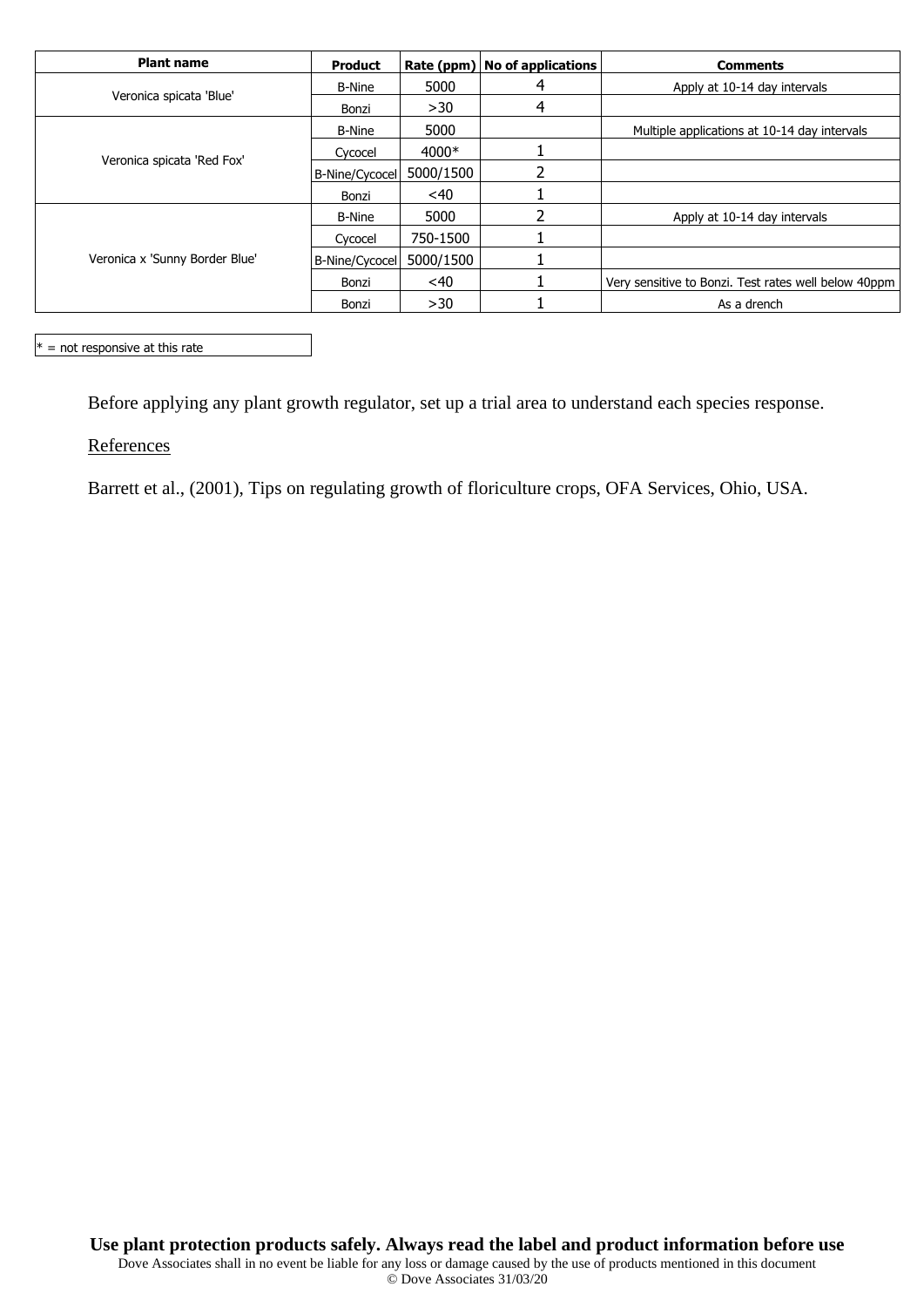| Plant name | Product | Rate (ppm) | No of applications | Comments |
| --- | --- | --- | --- | --- |
| Veronica spicata 'Blue' | B-Nine | 5000 | 4 | Apply at 10-14 day intervals |
| | Bonzi | >30 | 4 | |
| Veronica spicata 'Red Fox' | B-Nine | 5000 | | Multiple applications at 10-14 day intervals |
| | Cycocel | 4000* | 1 | |
| | B-Nine/Cycocel | 5000/1500 | 2 | |
| | Bonzi | <40 | 1 | |
| Veronica x 'Sunny Border Blue' | B-Nine | 5000 | 2 | Apply at 10-14 day intervals |
| | Cycocel | 750-1500 | 1 | |
| | B-Nine/Cycocel | 5000/1500 | 1 | |
| | Bonzi | <40 | 1 | Very sensitive to Bonzi. Test rates well below 40ppm |
| | Bonzi | >30 | 1 | As a drench |

* = not responsive at this rate

Before applying any plant growth regulator, set up a trial area to understand each species response.

References

Barrett et al., (2001), Tips on regulating growth of floriculture crops, OFA Services, Ohio, USA.

**Use plant protection products safely. Always read the label and product information before use**

Dove Associates shall in no event be liable for any loss or damage caused by the use of products mentioned in this document

© Dove Associates 31/03/20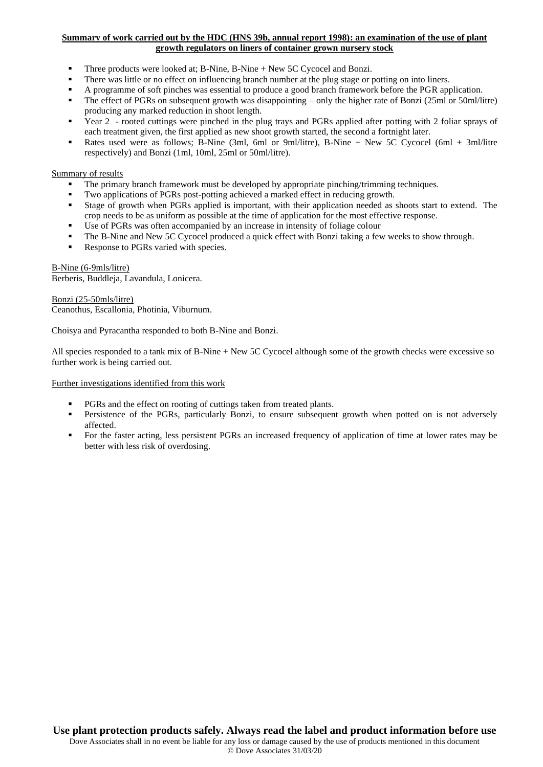**Summary of work carried out by the HDC (HNS 39b, annual report 1998): an examination of the use of plant growth regulators on liners of container grown nursery stock**

- Three products were looked at; B-Nine, B-Nine + New 5C Cycocel and Bonzi.
- There was little or no effect on influencing branch number at the plug stage or potting on into liners.
- A programme of soft pinches was essential to produce a good branch framework before the PGR application.
- The effect of PGRs on subsequent growth was disappointing – only the higher rate of Bonzi (25ml or 50ml/litre) producing any marked reduction in shoot length.
- Year 2 - rooted cuttings were pinched in the plug trays and PGRs applied after potting with 2 foliar sprays of each treatment given, the first applied as new shoot growth started, the second a fortnight later.
- Rates used were as follows; B-Nine (3ml, 6ml or 9ml/litre), B-Nine + New 5C Cycocel (6ml + 3ml/litre respectively) and Bonzi (1ml, 10ml, 25ml or 50ml/litre).

Summary of results

- The primary branch framework must be developed by appropriate pinching/trimming techniques.
- Two applications of PGRs post-potting achieved a marked effect in reducing growth.
- Stage of growth when PGRs applied is important, with their application needed as shoots start to extend. The crop needs to be as uniform as possible at the time of application for the most effective response.
- Use of PGRs was often accompanied by an increase in intensity of foliage colour
- The B-Nine and New 5C Cycocel produced a quick effect with Bonzi taking a few weeks to show through.
- Response to PGRs varied with species.

B-Nine (6-9mls/litre)
Berberis, Buddleja, Lavandula, Lonicera.

Bonzi (25-50mls/litre)
Ceanothus, Escallonia, Photinia, Viburnum.

Choisya and Pyracantha responded to both B-Nine and Bonzi.

All species responded to a tank mix of B-Nine + New 5C Cycocel although some of the growth checks were excessive so further work is being carried out.

Further investigations identified from this work

- PGRs and the effect on rooting of cuttings taken from treated plants.
- Persistence of the PGRs, particularly Bonzi, to ensure subsequent growth when potted on is not adversely affected.
- For the faster acting, less persistent PGRs an increased frequency of application of time at lower rates may be better with less risk of overdosing.

**Use plant protection products safely. Always read the label and product information before use**
Dove Associates shall in no event be liable for any loss or damage caused by the use of products mentioned in this document
© Dove Associates 31/03/20